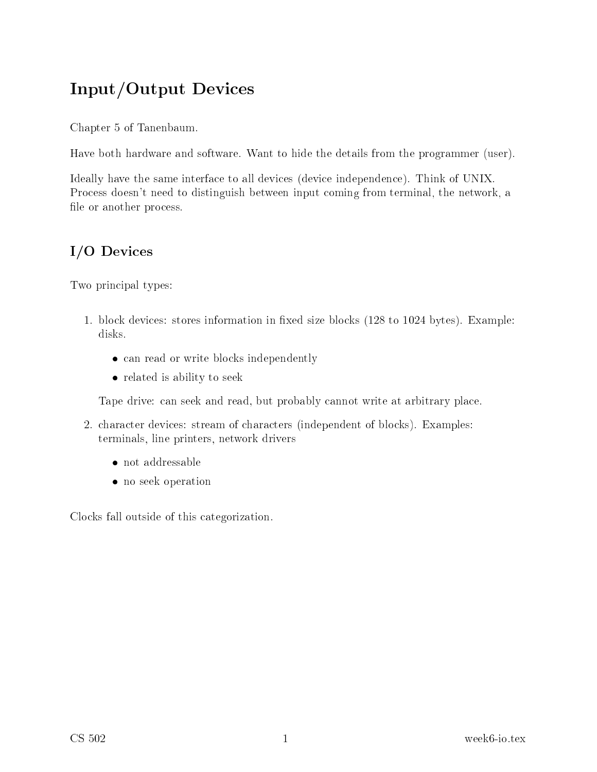# Input/Output Devices

Chapter 5 of Tanenbaum.

Have both hardware and software. Want to hide the details from the programmer (user).

Ideally have the same interface to all devices (device independence). Think of UNIX. Process doesn't need to distinguish between input coming from terminal, the network, a file or another process.

## I/O Devices

Two principal types:

1. block devices: stores information in fixed size blocks (128 to 1024 bytes). Example: disks.

   - can read or write blocks independently
   - related is ability to seek

   Tape drive: can seek and read, but probably cannot write at arbitrary place.

2. character devices: stream of characters (independent of blocks). Examples: terminals, line printers, network drivers

   - not addressable
   - no seek operation

Clocks fall outside of this categorization.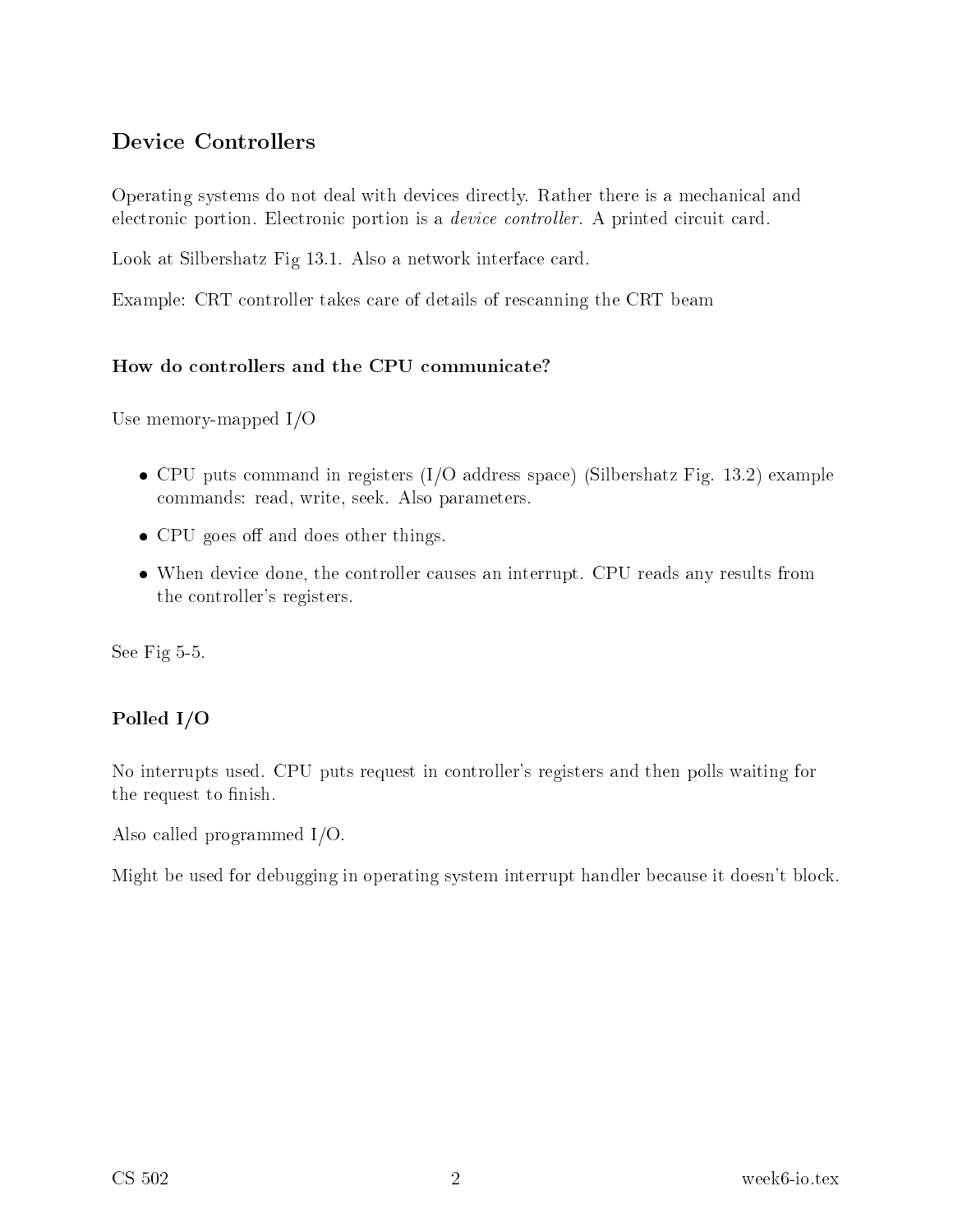## Device Controllers

Operating systems do not deal with devices directly. Rather there is a mechanical and electronic portion. Electronic portion is a *device controller*. A printed circuit card.

Look at Silbershatz Fig 13.1. Also a network interface card.

Example: CRT controller takes care of details of rescanning the CRT beam

### How do controllers and the CPU communicate?

Use memory-mapped I/O

- CPU puts command in registers (I/O address space) (Silbershatz Fig. 13.2) example commands: read, write, seek. Also parameters.
- CPU goes off and does other things.
- When device done, the controller causes an interrupt. CPU reads any results from the controller's registers.

See Fig 5-5.

### Polled I/O

No interrupts used. CPU puts request in controller's registers and then polls waiting for the request to finish.

Also called programmed I/O.

Might be used for debugging in operating system interrupt handler because it doesn't block.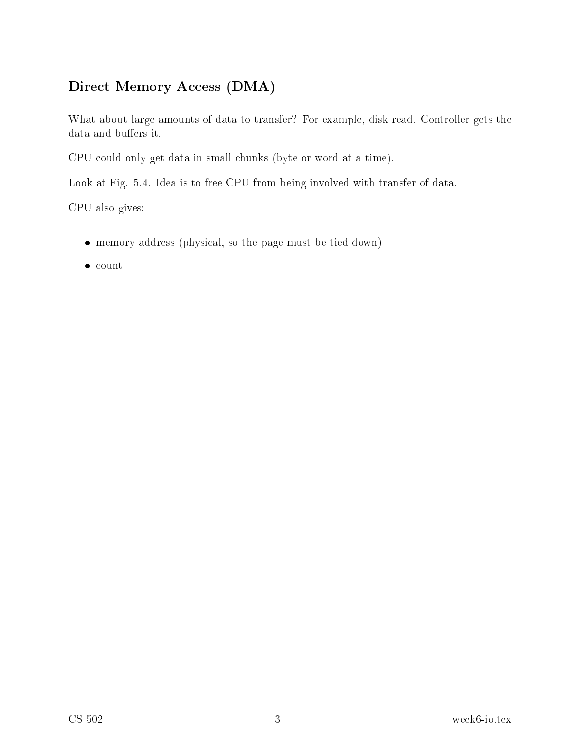## Direct Memory Access (DMA)

What about large amounts of data to transfer? For example, disk read. Controller gets the data and buffers it.

CPU could only get data in small chunks (byte or word at a time).

Look at Fig. 5.4. Idea is to free CPU from being involved with transfer of data.

CPU also gives:

- memory address (physical, so the page must be tied down)
- count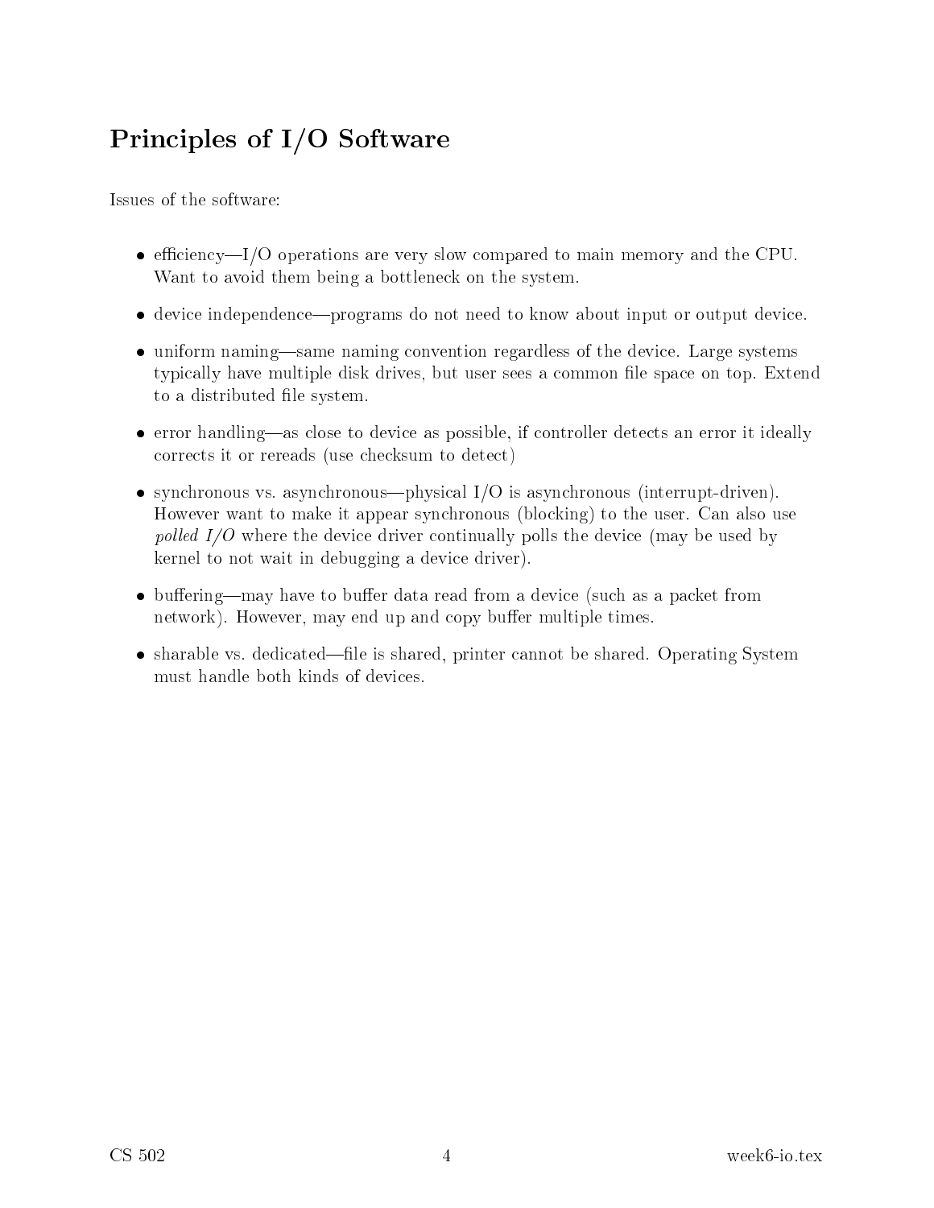## Principles of I/O Software

Issues of the software:

- efficiency—I/O operations are very slow compared to main memory and the CPU. Want to avoid them being a bottleneck on the system.
- device independence—programs do not need to know about input or output device.
- uniform naming—same naming convention regardless of the device. Large systems typically have multiple disk drives, but user sees a common file space on top. Extend to a distributed file system.
- error handling—as close to device as possible, if controller detects an error it ideally corrects it or rereads (use checksum to detect)
- synchronous vs. asynchronous—physical I/O is asynchronous (interrupt-driven). However want to make it appear synchronous (blocking) to the user. Can also use *polled I/O* where the device driver continually polls the device (may be used by kernel to not wait in debugging a device driver).
- buffering—may have to buffer data read from a device (such as a packet from network). However, may end up and copy buffer multiple times.
- sharable vs. dedicated—file is shared, printer cannot be shared. Operating System must handle both kinds of devices.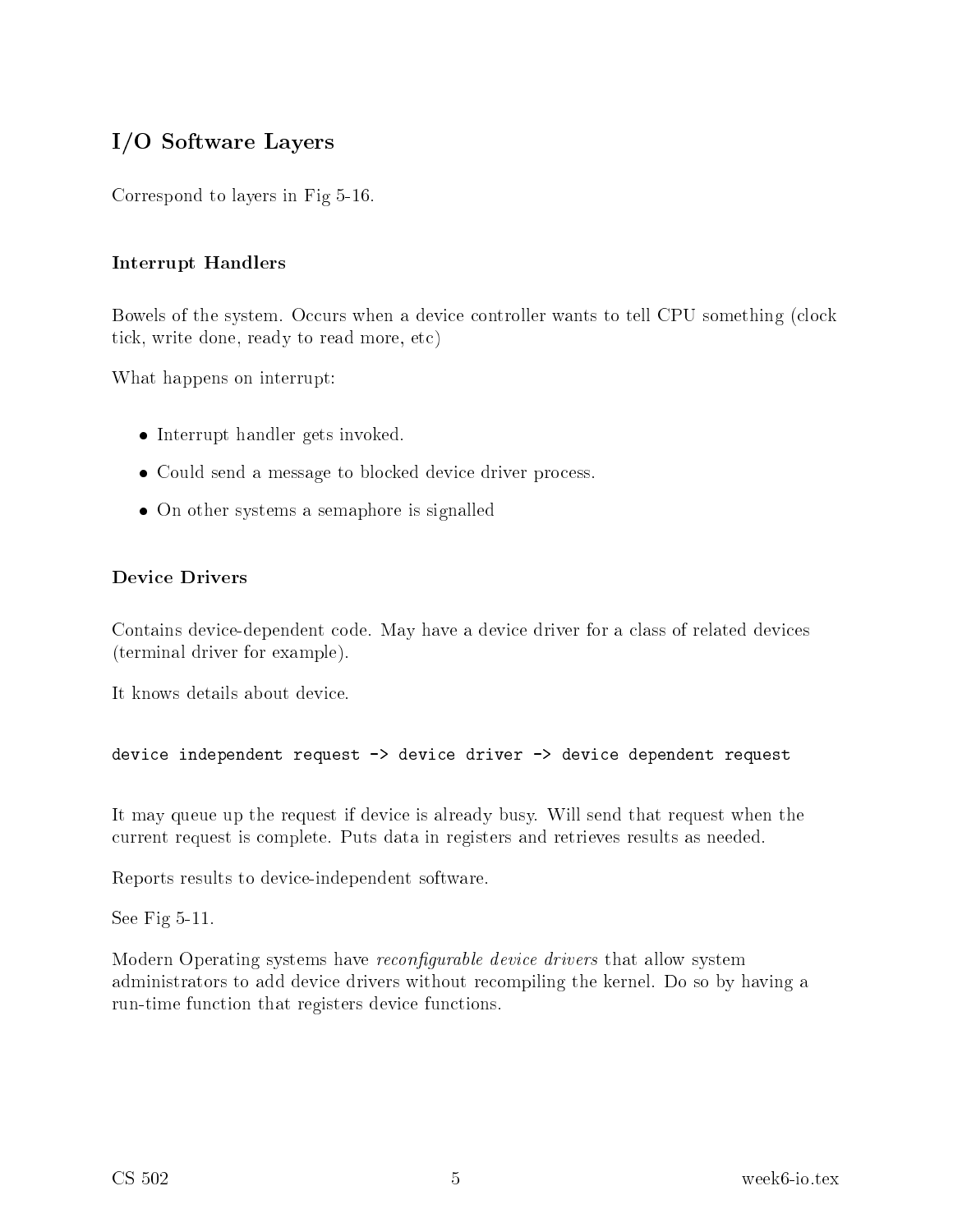## I/O Software Layers

Correspond to layers in Fig 5-16.

### Interrupt Handlers

Bowels of the system. Occurs when a device controller wants to tell CPU something (clock tick, write done, ready to read more, etc)

What happens on interrupt:

- Interrupt handler gets invoked.
- Could send a message to blocked device driver process.
- On other systems a semaphore is signalled

### Device Drivers

Contains device-dependent code. May have a device driver for a class of related devices (terminal driver for example).

It knows details about device.

```
device independent request -> device driver -> device dependent request
```

It may queue up the request if device is already busy. Will send that request when the current request is complete. Puts data in registers and retrieves results as needed.

Reports results to device-independent software.

See Fig 5-11.

Modern Operating systems have *reconfigurable device drivers* that allow system administrators to add device drivers without recompiling the kernel. Do so by having a run-time function that registers device functions.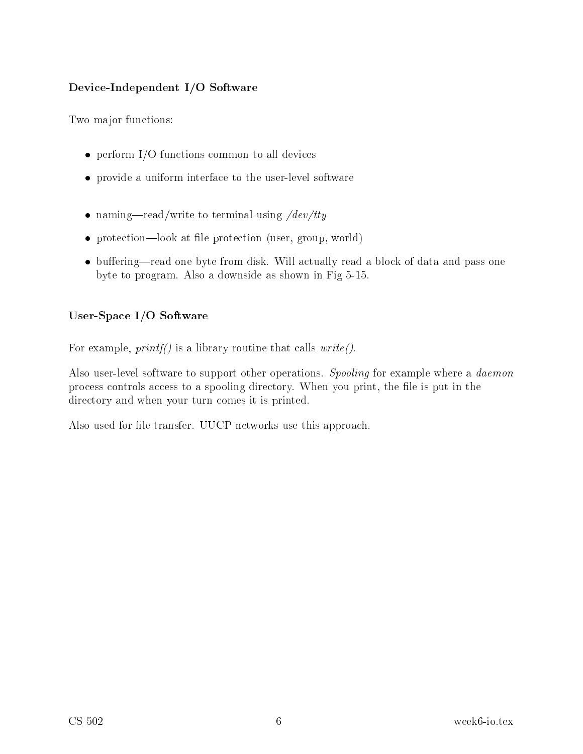### Device-Independent I/O Software

Two major functions:

- perform I/O functions common to all devices
- provide a uniform interface to the user-level software

- naming—read/write to terminal using */dev/tty*
- protection—look at file protection (user, group, world)
- buffering—read one byte from disk. Will actually read a block of data and pass one byte to program. Also a downside as shown in Fig 5-15.

### User-Space I/O Software

For example, *printf()* is a library routine that calls *write()*.

Also user-level software to support other operations. *Spooling* for example where a *daemon* process controls access to a spooling directory. When you print, the file is put in the directory and when your turn comes it is printed.

Also used for file transfer. UUCP networks use this approach.